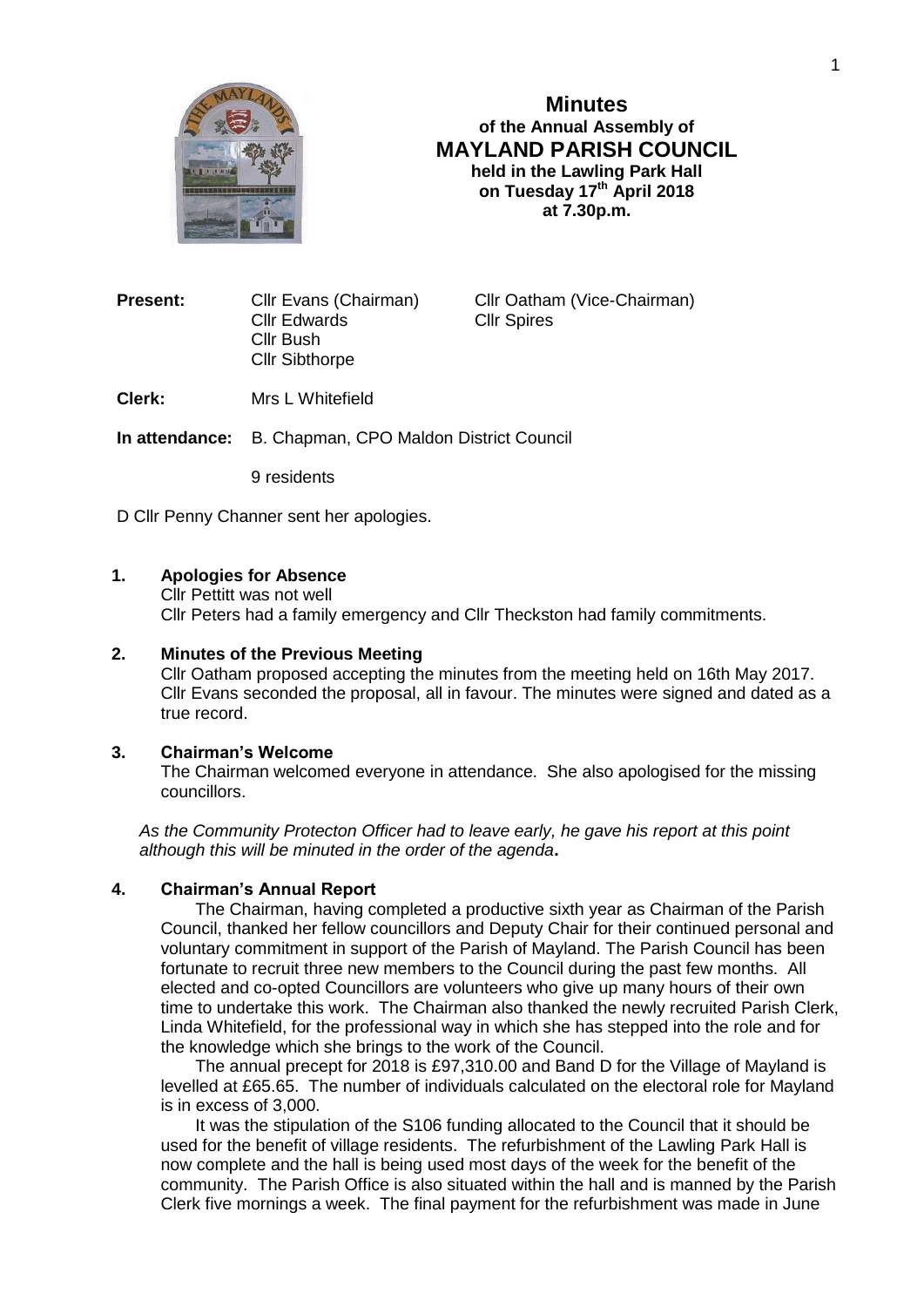# Minutes

**of the Annual Assembly of**

## MAYLAND PARISH COUNCIL

**held in the Lawling Park Hall**
**on Tuesday 17th April 2018**
**at 7.30p.m.**

**Present:** Cllr Evans (Chairman), Cllr Oatham (Vice-Chairman), Cllr Edwards, Cllr Spires, Cllr Bush, Cllr Sibthorpe

**Clerk:** Mrs L Whitefield

**In attendance:** B. Chapman, CPO Maldon District Council

9 residents

D Cllr Penny Channer sent her apologies.

### 1. Apologies for Absence

Cllr Pettitt was not well
Cllr Peters had a family emergency and Cllr Theckston had family commitments.

### 2. Minutes of the Previous Meeting

Cllr Oatham proposed accepting the minutes from the meeting held on 16th May 2017. Cllr Evans seconded the proposal, all in favour. The minutes were signed and dated as a true record.

### 3. Chairman's Welcome

The Chairman welcomed everyone in attendance. She also apologised for the missing councillors.

*As the Community Protecton Officer had to leave early, he gave his report at this point although this will be minuted in the order of the agenda***.**

### 4. Chairman's Annual Report

The Chairman, having completed a productive sixth year as Chairman of the Parish Council, thanked her fellow councillors and Deputy Chair for their continued personal and voluntary commitment in support of the Parish of Mayland. The Parish Council has been fortunate to recruit three new members to the Council during the past few months. All elected and co-opted Councillors are volunteers who give up many hours of their own time to undertake this work. The Chairman also thanked the newly recruited Parish Clerk, Linda Whitefield, for the professional way in which she has stepped into the role and for the knowledge which she brings to the work of the Council.

The annual precept for 2018 is £97,310.00 and Band D for the Village of Mayland is levelled at £65.65. The number of individuals calculated on the electoral role for Mayland is in excess of 3,000.

It was the stipulation of the S106 funding allocated to the Council that it should be used for the benefit of village residents. The refurbishment of the Lawling Park Hall is now complete and the hall is being used most days of the week for the benefit of the community. The Parish Office is also situated within the hall and is manned by the Parish Clerk five mornings a week. The final payment for the refurbishment was made in June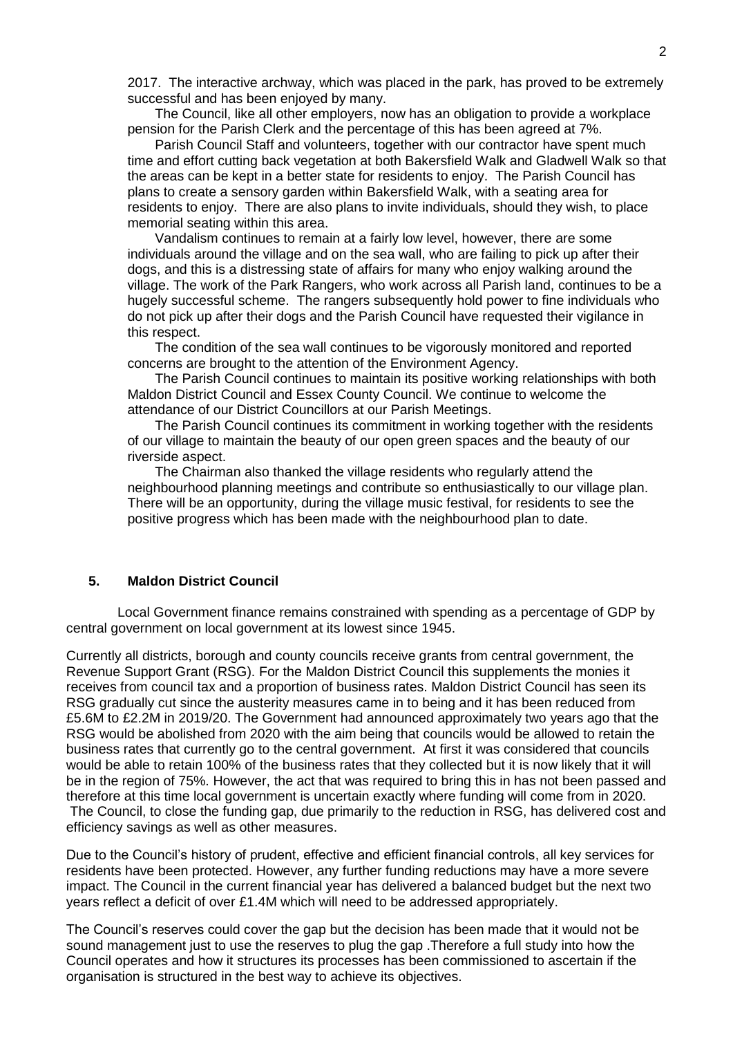2017. The interactive archway, which was placed in the park, has proved to be extremely successful and has been enjoyed by many.

The Council, like all other employers, now has an obligation to provide a workplace pension for the Parish Clerk and the percentage of this has been agreed at 7%.

Parish Council Staff and volunteers, together with our contractor have spent much time and effort cutting back vegetation at both Bakersfield Walk and Gladwell Walk so that the areas can be kept in a better state for residents to enjoy. The Parish Council has plans to create a sensory garden within Bakersfield Walk, with a seating area for residents to enjoy. There are also plans to invite individuals, should they wish, to place memorial seating within this area.

Vandalism continues to remain at a fairly low level, however, there are some individuals around the village and on the sea wall, who are failing to pick up after their dogs, and this is a distressing state of affairs for many who enjoy walking around the village. The work of the Park Rangers, who work across all Parish land, continues to be a hugely successful scheme. The rangers subsequently hold power to fine individuals who do not pick up after their dogs and the Parish Council have requested their vigilance in this respect.

The condition of the sea wall continues to be vigorously monitored and reported concerns are brought to the attention of the Environment Agency.

The Parish Council continues to maintain its positive working relationships with both Maldon District Council and Essex County Council. We continue to welcome the attendance of our District Councillors at our Parish Meetings.

The Parish Council continues its commitment in working together with the residents of our village to maintain the beauty of our open green spaces and the beauty of our riverside aspect.

The Chairman also thanked the village residents who regularly attend the neighbourhood planning meetings and contribute so enthusiastically to our village plan. There will be an opportunity, during the village music festival, for residents to see the positive progress which has been made with the neighbourhood plan to date.

## 5. Maldon District Council

Local Government finance remains constrained with spending as a percentage of GDP by central government on local government at its lowest since 1945.

Currently all districts, borough and county councils receive grants from central government, the Revenue Support Grant (RSG). For the Maldon District Council this supplements the monies it receives from council tax and a proportion of business rates. Maldon District Council has seen its RSG gradually cut since the austerity measures came in to being and it has been reduced from £5.6M to £2.2M in 2019/20. The Government had announced approximately two years ago that the RSG would be abolished from 2020 with the aim being that councils would be allowed to retain the business rates that currently go to the central government. At first it was considered that councils would be able to retain 100% of the business rates that they collected but it is now likely that it will be in the region of 75%. However, the act that was required to bring this in has not been passed and therefore at this time local government is uncertain exactly where funding will come from in 2020. The Council, to close the funding gap, due primarily to the reduction in RSG, has delivered cost and efficiency savings as well as other measures.

Due to the Council's history of prudent, effective and efficient financial controls, all key services for residents have been protected. However, any further funding reductions may have a more severe impact. The Council in the current financial year has delivered a balanced budget but the next two years reflect a deficit of over £1.4M which will need to be addressed appropriately.

The Council's reserves could cover the gap but the decision has been made that it would not be sound management just to use the reserves to plug the gap .Therefore a full study into how the Council operates and how it structures its processes has been commissioned to ascertain if the organisation is structured in the best way to achieve its objectives.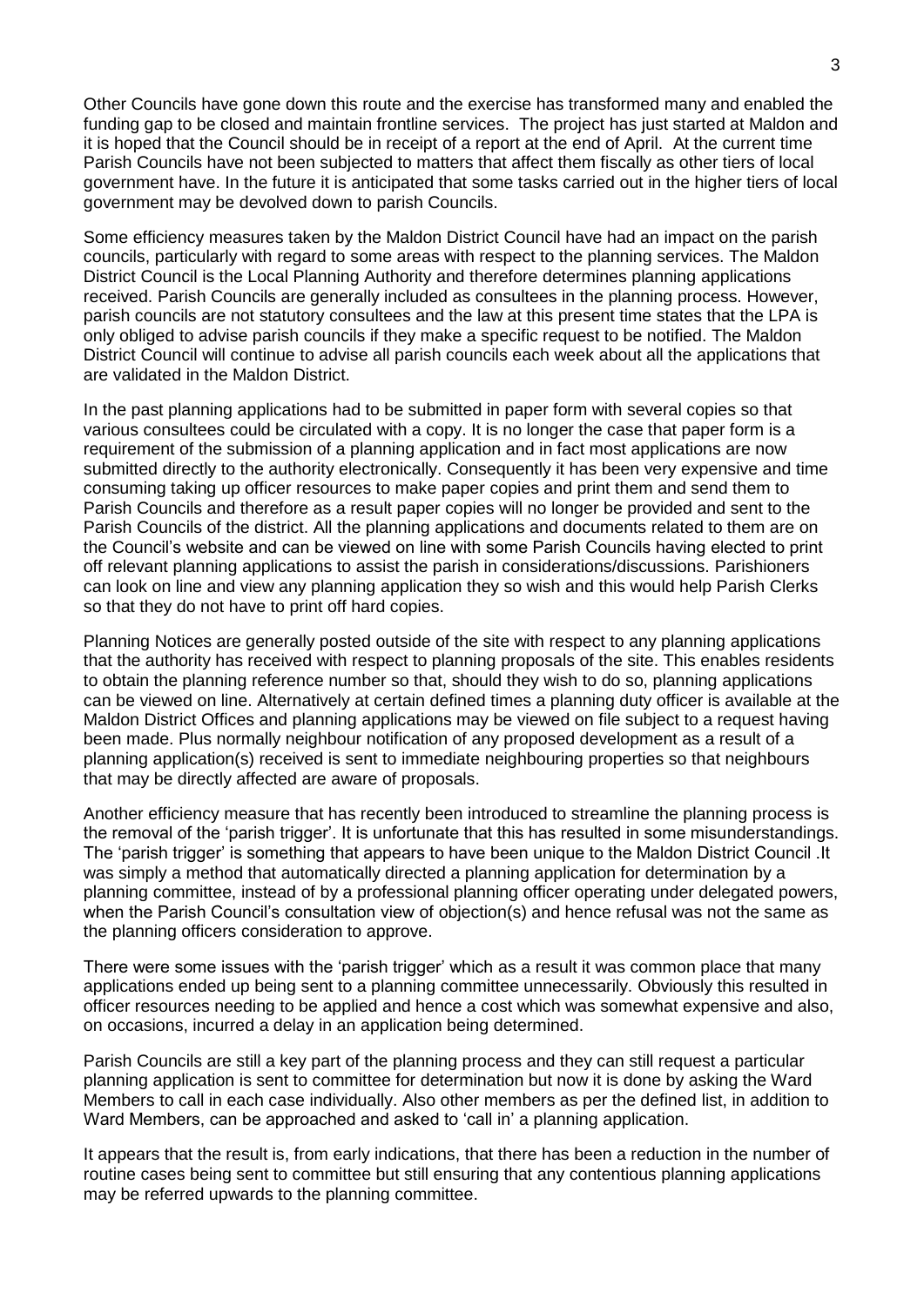Other Councils have gone down this route and the exercise has transformed many and enabled the funding gap to be closed and maintain frontline services. The project has just started at Maldon and it is hoped that the Council should be in receipt of a report at the end of April. At the current time Parish Councils have not been subjected to matters that affect them fiscally as other tiers of local government have. In the future it is anticipated that some tasks carried out in the higher tiers of local government may be devolved down to parish Councils.

Some efficiency measures taken by the Maldon District Council have had an impact on the parish councils, particularly with regard to some areas with respect to the planning services. The Maldon District Council is the Local Planning Authority and therefore determines planning applications received. Parish Councils are generally included as consultees in the planning process. However, parish councils are not statutory consultees and the law at this present time states that the LPA is only obliged to advise parish councils if they make a specific request to be notified. The Maldon District Council will continue to advise all parish councils each week about all the applications that are validated in the Maldon District.

In the past planning applications had to be submitted in paper form with several copies so that various consultees could be circulated with a copy. It is no longer the case that paper form is a requirement of the submission of a planning application and in fact most applications are now submitted directly to the authority electronically. Consequently it has been very expensive and time consuming taking up officer resources to make paper copies and print them and send them to Parish Councils and therefore as a result paper copies will no longer be provided and sent to the Parish Councils of the district. All the planning applications and documents related to them are on the Council's website and can be viewed on line with some Parish Councils having elected to print off relevant planning applications to assist the parish in considerations/discussions. Parishioners can look on line and view any planning application they so wish and this would help Parish Clerks so that they do not have to print off hard copies.

Planning Notices are generally posted outside of the site with respect to any planning applications that the authority has received with respect to planning proposals of the site. This enables residents to obtain the planning reference number so that, should they wish to do so, planning applications can be viewed on line. Alternatively at certain defined times a planning duty officer is available at the Maldon District Offices and planning applications may be viewed on file subject to a request having been made. Plus normally neighbour notification of any proposed development as a result of a planning application(s) received is sent to immediate neighbouring properties so that neighbours that may be directly affected are aware of proposals.

Another efficiency measure that has recently been introduced to streamline the planning process is the removal of the 'parish trigger'. It is unfortunate that this has resulted in some misunderstandings. The 'parish trigger' is something that appears to have been unique to the Maldon District Council .It was simply a method that automatically directed a planning application for determination by a planning committee, instead of by a professional planning officer operating under delegated powers, when the Parish Council's consultation view of objection(s) and hence refusal was not the same as the planning officers consideration to approve.

There were some issues with the 'parish trigger' which as a result it was common place that many applications ended up being sent to a planning committee unnecessarily. Obviously this resulted in officer resources needing to be applied and hence a cost which was somewhat expensive and also, on occasions, incurred a delay in an application being determined.

Parish Councils are still a key part of the planning process and they can still request a particular planning application is sent to committee for determination but now it is done by asking the Ward Members to call in each case individually. Also other members as per the defined list, in addition to Ward Members, can be approached and asked to 'call in' a planning application.

It appears that the result is, from early indications, that there has been a reduction in the number of routine cases being sent to committee but still ensuring that any contentious planning applications may be referred upwards to the planning committee.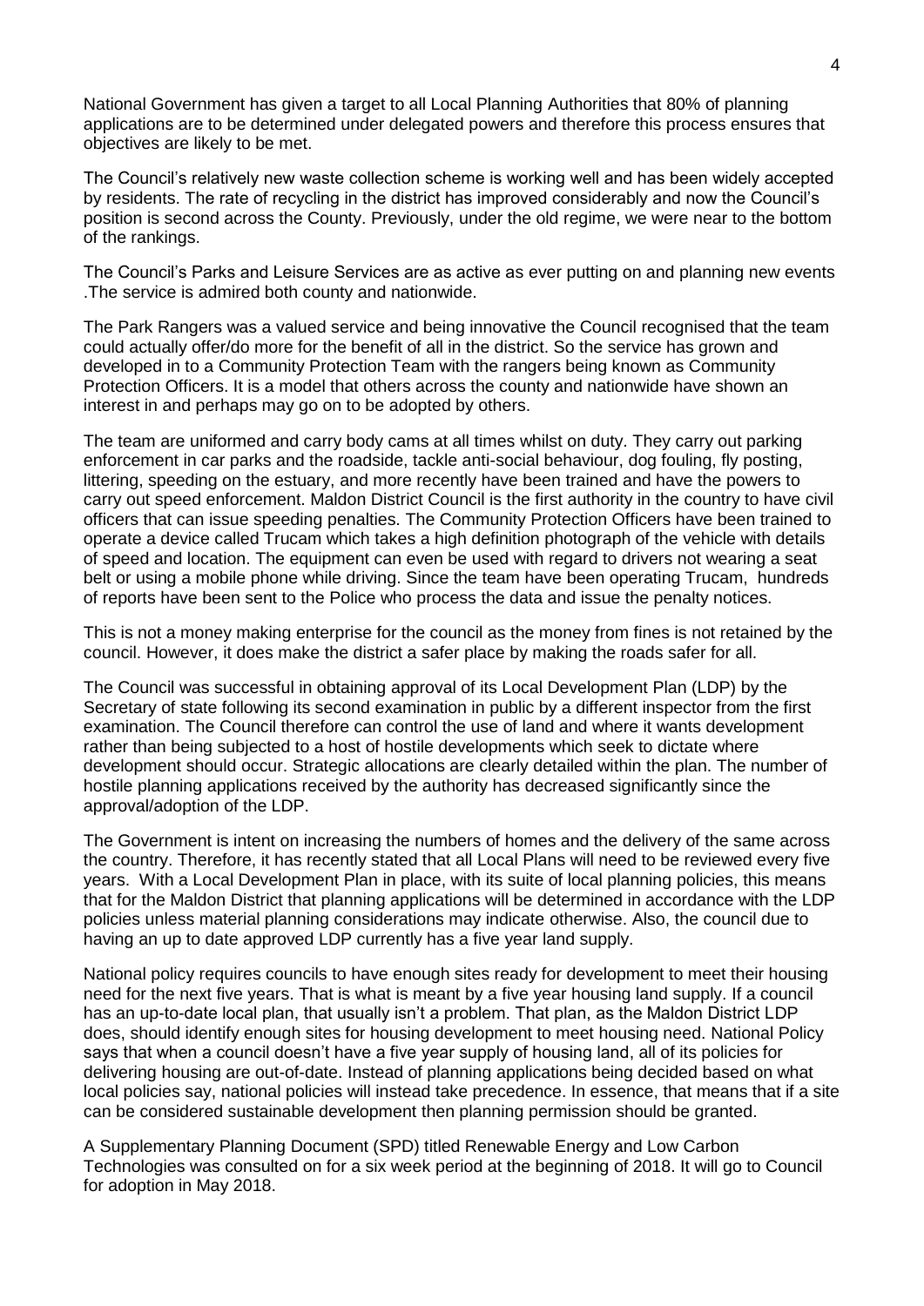National Government has given a target to all Local Planning Authorities that 80% of planning applications are to be determined under delegated powers and therefore this process ensures that objectives are likely to be met.

The Council's relatively new waste collection scheme is working well and has been widely accepted by residents. The rate of recycling in the district has improved considerably and now the Council's position is second across the County. Previously, under the old regime, we were near to the bottom of the rankings.

The Council's Parks and Leisure Services are as active as ever putting on and planning new events .The service is admired both county and nationwide.

The Park Rangers was a valued service and being innovative the Council recognised that the team could actually offer/do more for the benefit of all in the district. So the service has grown and developed in to a Community Protection Team with the rangers being known as Community Protection Officers. It is a model that others across the county and nationwide have shown an interest in and perhaps may go on to be adopted by others.

The team are uniformed and carry body cams at all times whilst on duty. They carry out parking enforcement in car parks and the roadside, tackle anti-social behaviour, dog fouling, fly posting, littering, speeding on the estuary, and more recently have been trained and have the powers to carry out speed enforcement. Maldon District Council is the first authority in the country to have civil officers that can issue speeding penalties. The Community Protection Officers have been trained to operate a device called Trucam which takes a high definition photograph of the vehicle with details of speed and location. The equipment can even be used with regard to drivers not wearing a seat belt or using a mobile phone while driving. Since the team have been operating Trucam, hundreds of reports have been sent to the Police who process the data and issue the penalty notices.

This is not a money making enterprise for the council as the money from fines is not retained by the council. However, it does make the district a safer place by making the roads safer for all.

The Council was successful in obtaining approval of its Local Development Plan (LDP) by the Secretary of state following its second examination in public by a different inspector from the first examination. The Council therefore can control the use of land and where it wants development rather than being subjected to a host of hostile developments which seek to dictate where development should occur. Strategic allocations are clearly detailed within the plan. The number of hostile planning applications received by the authority has decreased significantly since the approval/adoption of the LDP.

The Government is intent on increasing the numbers of homes and the delivery of the same across the country. Therefore, it has recently stated that all Local Plans will need to be reviewed every five years. With a Local Development Plan in place, with its suite of local planning policies, this means that for the Maldon District that planning applications will be determined in accordance with the LDP policies unless material planning considerations may indicate otherwise. Also, the council due to having an up to date approved LDP currently has a five year land supply.

National policy requires councils to have enough sites ready for development to meet their housing need for the next five years. That is what is meant by a five year housing land supply. If a council has an up-to-date local plan, that usually isn't a problem. That plan, as the Maldon District LDP does, should identify enough sites for housing development to meet housing need. National Policy says that when a council doesn't have a five year supply of housing land, all of its policies for delivering housing are out-of-date. Instead of planning applications being decided based on what local policies say, national policies will instead take precedence. In essence, that means that if a site can be considered sustainable development then planning permission should be granted.

A Supplementary Planning Document (SPD) titled Renewable Energy and Low Carbon Technologies was consulted on for a six week period at the beginning of 2018. It will go to Council for adoption in May 2018.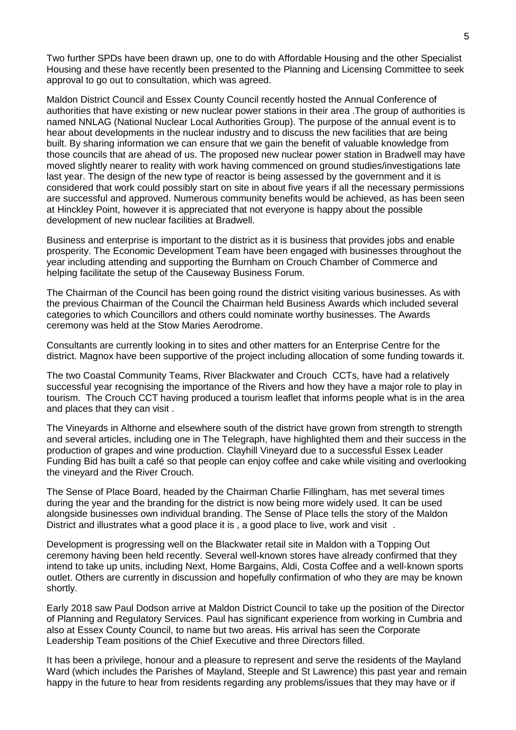Two further SPDs have been drawn up, one to do with Affordable Housing and the other Specialist Housing and these have recently been presented to the Planning and Licensing Committee to seek approval to go out to consultation, which was agreed.

Maldon District Council and Essex County Council recently hosted the Annual Conference of authorities that have existing or new nuclear power stations in their area .The group of authorities is named NNLAG (National Nuclear Local Authorities Group). The purpose of the annual event is to hear about developments in the nuclear industry and to discuss the new facilities that are being built. By sharing information we can ensure that we gain the benefit of valuable knowledge from those councils that are ahead of us. The proposed new nuclear power station in Bradwell may have moved slightly nearer to reality with work having commenced on ground studies/investigations late last year. The design of the new type of reactor is being assessed by the government and it is considered that work could possibly start on site in about five years if all the necessary permissions are successful and approved. Numerous community benefits would be achieved, as has been seen at Hinckley Point, however it is appreciated that not everyone is happy about the possible development of new nuclear facilities at Bradwell.

Business and enterprise is important to the district as it is business that provides jobs and enable prosperity. The Economic Development Team have been engaged with businesses throughout the year including attending and supporting the Burnham on Crouch Chamber of Commerce and helping facilitate the setup of the Causeway Business Forum.

The Chairman of the Council has been going round the district visiting various businesses. As with the previous Chairman of the Council the Chairman held Business Awards which included several categories to which Councillors and others could nominate worthy businesses. The Awards ceremony was held at the Stow Maries Aerodrome.

Consultants are currently looking in to sites and other matters for an Enterprise Centre for the district. Magnox have been supportive of the project including allocation of some funding towards it.

The two Coastal Community Teams, River Blackwater and Crouch CCTs, have had a relatively successful year recognising the importance of the Rivers and how they have a major role to play in tourism. The Crouch CCT having produced a tourism leaflet that informs people what is in the area and places that they can visit .

The Vineyards in Althorne and elsewhere south of the district have grown from strength to strength and several articles, including one in The Telegraph, have highlighted them and their success in the production of grapes and wine production. Clayhill Vineyard due to a successful Essex Leader Funding Bid has built a café so that people can enjoy coffee and cake while visiting and overlooking the vineyard and the River Crouch.

The Sense of Place Board, headed by the Chairman Charlie Fillingham, has met several times during the year and the branding for the district is now being more widely used. It can be used alongside businesses own individual branding. The Sense of Place tells the story of the Maldon District and illustrates what a good place it is , a good place to live, work and visit .

Development is progressing well on the Blackwater retail site in Maldon with a Topping Out ceremony having been held recently. Several well-known stores have already confirmed that they intend to take up units, including Next, Home Bargains, Aldi, Costa Coffee and a well-known sports outlet. Others are currently in discussion and hopefully confirmation of who they are may be known shortly.

Early 2018 saw Paul Dodson arrive at Maldon District Council to take up the position of the Director of Planning and Regulatory Services. Paul has significant experience from working in Cumbria and also at Essex County Council, to name but two areas. His arrival has seen the Corporate Leadership Team positions of the Chief Executive and three Directors filled.

It has been a privilege, honour and a pleasure to represent and serve the residents of the Mayland Ward (which includes the Parishes of Mayland, Steeple and St Lawrence) this past year and remain happy in the future to hear from residents regarding any problems/issues that they may have or if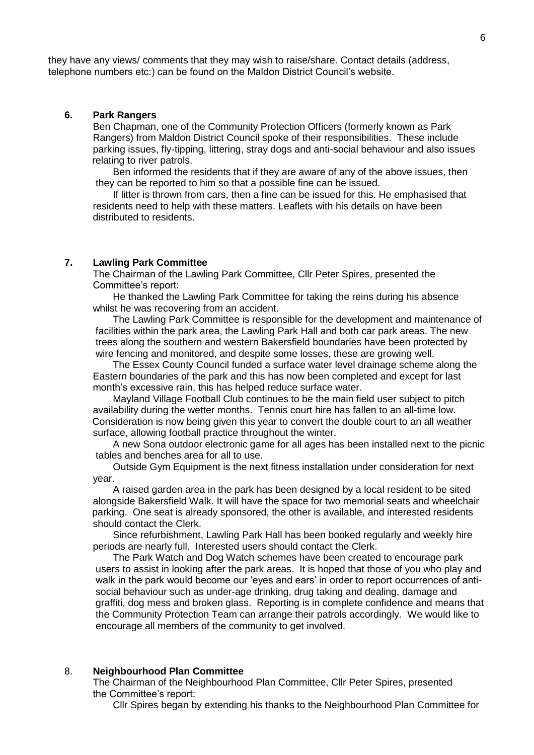they have any views/ comments that they may wish to raise/share. Contact details (address, telephone numbers etc:) can be found on the Maldon District Council's website.

## 6. Park Rangers

Ben Chapman, one of the Community Protection Officers (formerly known as Park Rangers) from Maldon District Council spoke of their responsibilities. These include parking issues, fly-tipping, littering, stray dogs and anti-social behaviour and also issues relating to river patrols.

Ben informed the residents that if they are aware of any of the above issues, then they can be reported to him so that a possible fine can be issued.

If litter is thrown from cars, then a fine can be issued for this. He emphasised that residents need to help with these matters. Leaflets with his details on have been distributed to residents.

## 7. Lawling Park Committee

The Chairman of the Lawling Park Committee, Cllr Peter Spires, presented the Committee's report:

He thanked the Lawling Park Committee for taking the reins during his absence whilst he was recovering from an accident.

The Lawling Park Committee is responsible for the development and maintenance of facilities within the park area, the Lawling Park Hall and both car park areas. The new trees along the southern and western Bakersfield boundaries have been protected by wire fencing and monitored, and despite some losses, these are growing well.

The Essex County Council funded a surface water level drainage scheme along the Eastern boundaries of the park and this has now been completed and except for last month's excessive rain, this has helped reduce surface water.

Mayland Village Football Club continues to be the main field user subject to pitch availability during the wetter months. Tennis court hire has fallen to an all-time low. Consideration is now being given this year to convert the double court to an all weather surface, allowing football practice throughout the winter.

A new Sona outdoor electronic game for all ages has been installed next to the picnic tables and benches area for all to use.

Outside Gym Equipment is the next fitness installation under consideration for next year.

A raised garden area in the park has been designed by a local resident to be sited alongside Bakersfield Walk. It will have the space for two memorial seats and wheelchair parking. One seat is already sponsored, the other is available, and interested residents should contact the Clerk.

Since refurbishment, Lawling Park Hall has been booked regularly and weekly hire periods are nearly full. Interested users should contact the Clerk.

The Park Watch and Dog Watch schemes have been created to encourage park users to assist in looking after the park areas. It is hoped that those of you who play and walk in the park would become our 'eyes and ears' in order to report occurrences of anti-social behaviour such as under-age drinking, drug taking and dealing, damage and graffiti, dog mess and broken glass. Reporting is in complete confidence and means that the Community Protection Team can arrange their patrols accordingly. We would like to encourage all members of the community to get involved.

## 8. Neighbourhood Plan Committee

The Chairman of the Neighbourhood Plan Committee, Cllr Peter Spires, presented the Committee's report:

Cllr Spires began by extending his thanks to the Neighbourhood Plan Committee for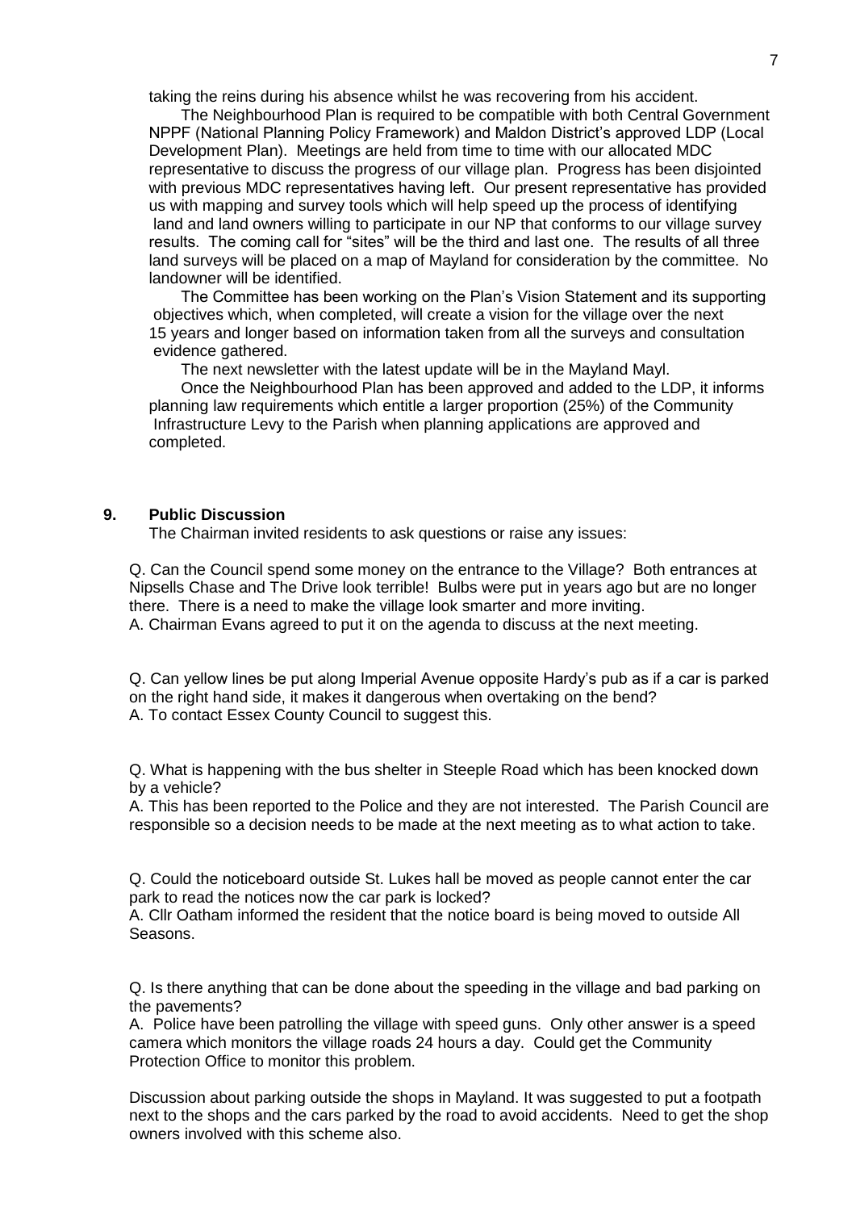taking the reins during his absence whilst he was recovering from his accident.

The Neighbourhood Plan is required to be compatible with both Central Government NPPF (National Planning Policy Framework) and Maldon District's approved LDP (Local Development Plan). Meetings are held from time to time with our allocated MDC representative to discuss the progress of our village plan. Progress has been disjointed with previous MDC representatives having left. Our present representative has provided us with mapping and survey tools which will help speed up the process of identifying land and land owners willing to participate in our NP that conforms to our village survey results. The coming call for "sites" will be the third and last one. The results of all three land surveys will be placed on a map of Mayland for consideration by the committee. No landowner will be identified.

The Committee has been working on the Plan's Vision Statement and its supporting objectives which, when completed, will create a vision for the village over the next 15 years and longer based on information taken from all the surveys and consultation evidence gathered.

The next newsletter with the latest update will be in the Mayland Mayl.

Once the Neighbourhood Plan has been approved and added to the LDP, it informs planning law requirements which entitle a larger proportion (25%) of the Community Infrastructure Levy to the Parish when planning applications are approved and completed.

## 9. Public Discussion

The Chairman invited residents to ask questions or raise any issues:

Q. Can the Council spend some money on the entrance to the Village? Both entrances at Nipsells Chase and The Drive look terrible! Bulbs were put in years ago but are no longer there. There is a need to make the village look smarter and more inviting.
A. Chairman Evans agreed to put it on the agenda to discuss at the next meeting.

Q. Can yellow lines be put along Imperial Avenue opposite Hardy's pub as if a car is parked on the right hand side, it makes it dangerous when overtaking on the bend?
A. To contact Essex County Council to suggest this.

Q. What is happening with the bus shelter in Steeple Road which has been knocked down by a vehicle?
A. This has been reported to the Police and they are not interested. The Parish Council are responsible so a decision needs to be made at the next meeting as to what action to take.

Q. Could the noticeboard outside St. Lukes hall be moved as people cannot enter the car park to read the notices now the car park is locked?
A. Cllr Oatham informed the resident that the notice board is being moved to outside All Seasons.

Q. Is there anything that can be done about the speeding in the village and bad parking on the pavements?
A. Police have been patrolling the village with speed guns. Only other answer is a speed camera which monitors the village roads 24 hours a day. Could get the Community Protection Office to monitor this problem.

Discussion about parking outside the shops in Mayland. It was suggested to put a footpath next to the shops and the cars parked by the road to avoid accidents. Need to get the shop owners involved with this scheme also.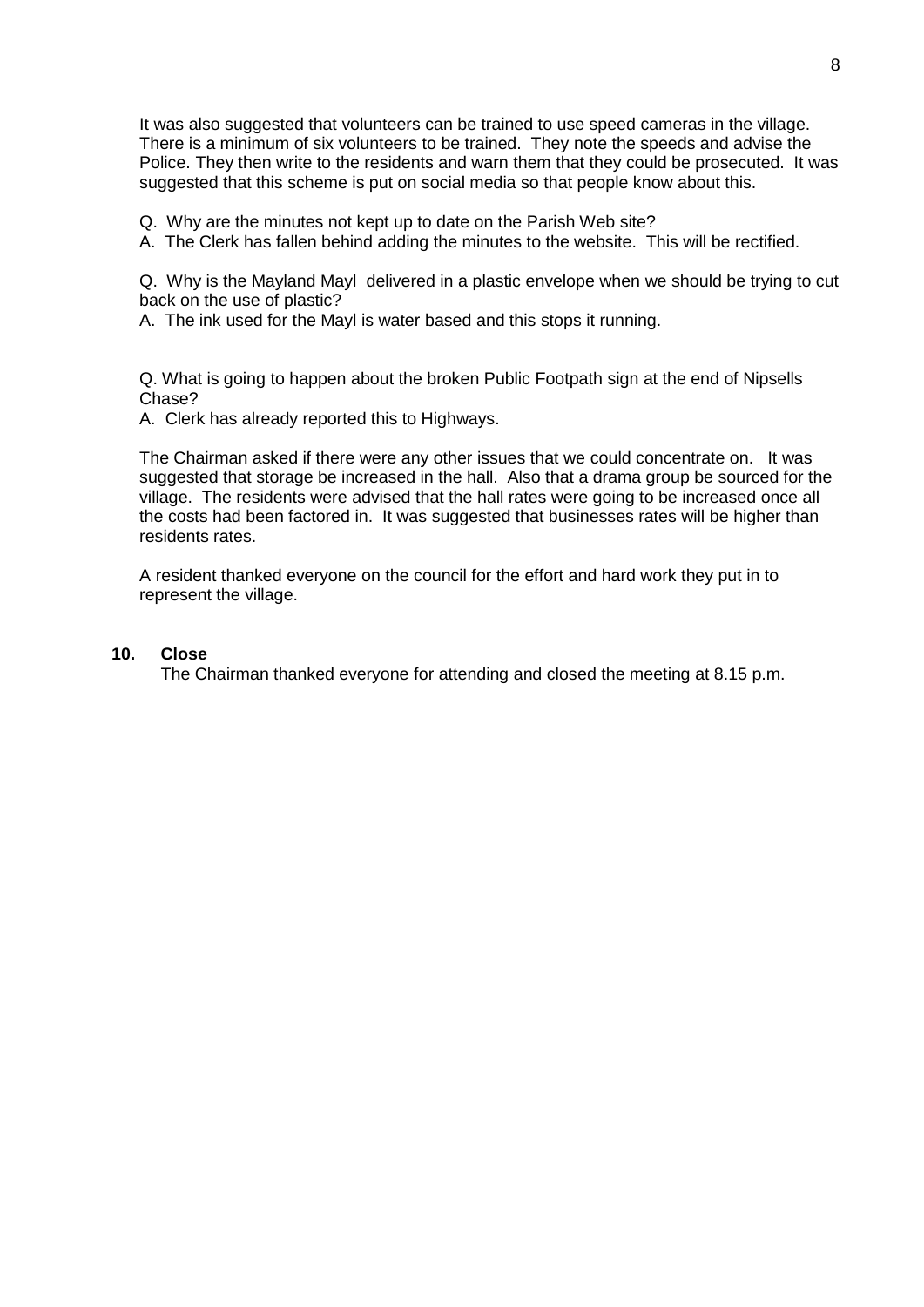It was also suggested that volunteers can be trained to use speed cameras in the village. There is a minimum of six volunteers to be trained. They note the speeds and advise the Police. They then write to the residents and warn them that they could be prosecuted. It was suggested that this scheme is put on social media so that people know about this.

Q. Why are the minutes not kept up to date on the Parish Web site?
A. The Clerk has fallen behind adding the minutes to the website. This will be rectified.

Q. Why is the Mayland Mayl delivered in a plastic envelope when we should be trying to cut back on the use of plastic?
A. The ink used for the Mayl is water based and this stops it running.

Q. What is going to happen about the broken Public Footpath sign at the end of Nipsells Chase?
A. Clerk has already reported this to Highways.

The Chairman asked if there were any other issues that we could concentrate on. It was suggested that storage be increased in the hall. Also that a drama group be sourced for the village. The residents were advised that the hall rates were going to be increased once all the costs had been factored in. It was suggested that businesses rates will be higher than residents rates.

A resident thanked everyone on the council for the effort and hard work they put in to represent the village.

**10. Close**

The Chairman thanked everyone for attending and closed the meeting at 8.15 p.m.